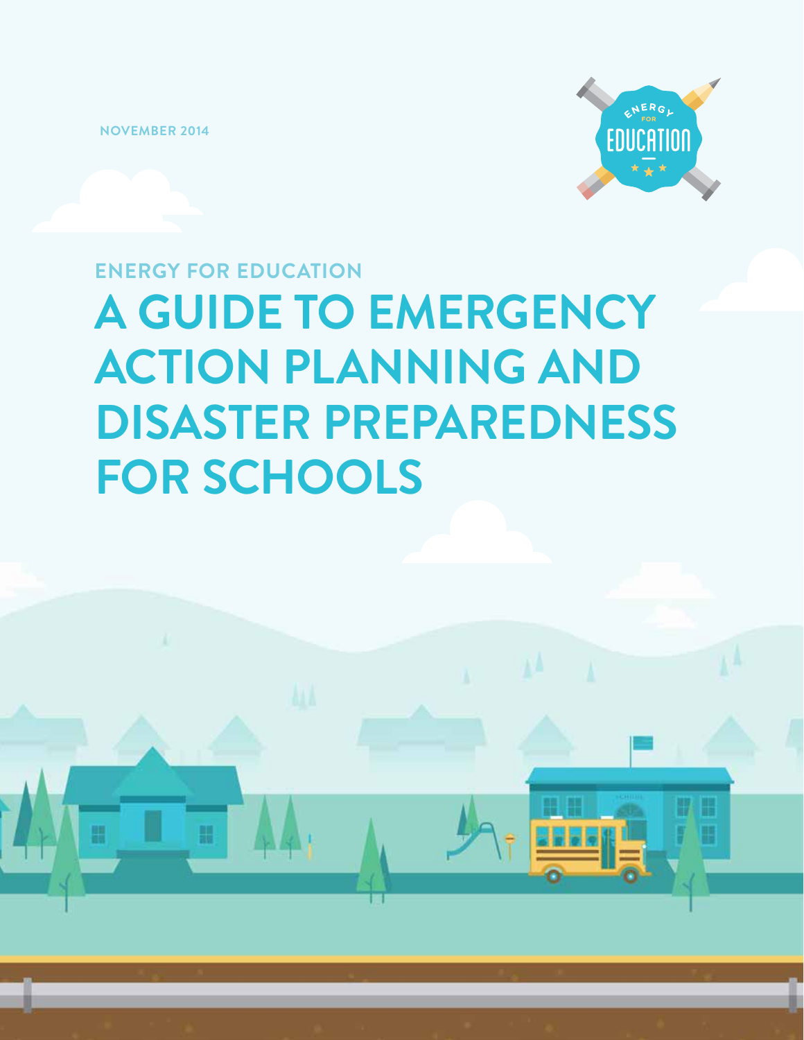NOVEMBER 2014

ENERGY FOR EDUCATION

# A GUIDE TO EMERGENCY ACTION PLANNING AND DISASTER PREPAREDNESS FOR SCHOOLS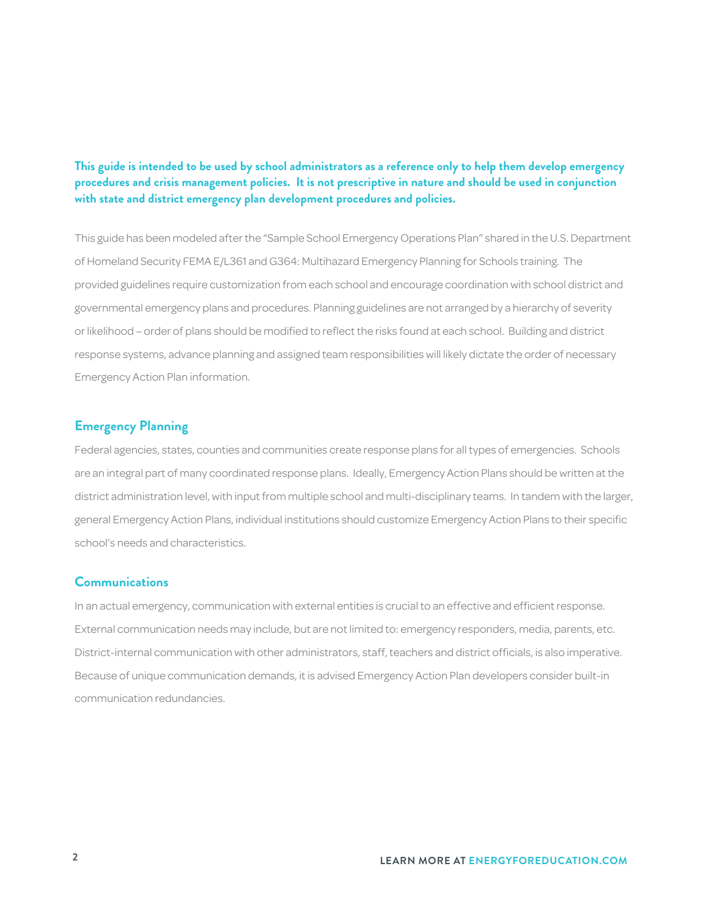**This guide is intended to be used by school administrators as a reference only to help them develop emergency procedures and crisis management policies. It is not prescriptive in nature and should be used in conjunction with state and district emergency plan development procedures and policies.**

This guide has been modeled after the "Sample School Emergency Operations Plan" shared in the U.S. Department of Homeland Security FEMA E/L361 and G364: Multihazard Emergency Planning for Schools training. The provided guidelines require customization from each school and encourage coordination with school district and governmental emergency plans and procedures. Planning guidelines are not arranged by a hierarchy of severity or likelihood – order of plans should be modified to reflect the risks found at each school. Building and district response systems, advance planning and assigned team responsibilities will likely dictate the order of necessary Emergency Action Plan information.

## Emergency Planning

Federal agencies, states, counties and communities create response plans for all types of emergencies. Schools are an integral part of many coordinated response plans. Ideally, Emergency Action Plans should be written at the district administration level, with input from multiple school and multi-disciplinary teams. In tandem with the larger, general Emergency Action Plans, individual institutions should customize Emergency Action Plans to their specific school's needs and characteristics.

## Communications

In an actual emergency, communication with external entities is crucial to an effective and efficient response. External communication needs may include, but are not limited to: emergency responders, media, parents, etc. District-internal communication with other administrators, staff, teachers and district officials, is also imperative. Because of unique communication demands, it is advised Emergency Action Plan developers consider built-in communication redundancies.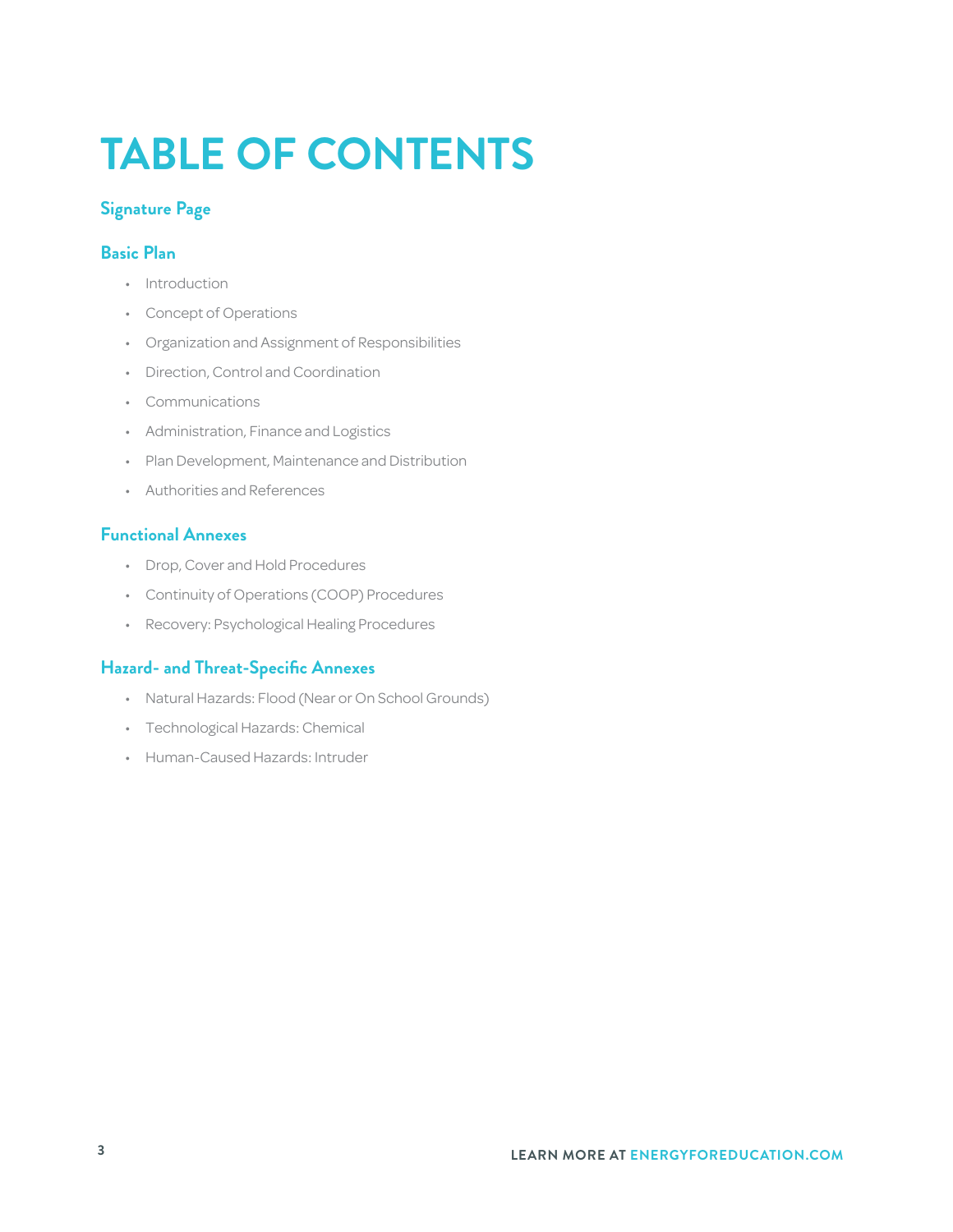# TABLE OF CONTENTS

### Signature Page

### Basic Plan

- Introduction
- Concept of Operations
- Organization and Assignment of Responsibilities
- Direction, Control and Coordination
- Communications
- Administration, Finance and Logistics
- Plan Development, Maintenance and Distribution
- Authorities and References

### Functional Annexes

- Drop, Cover and Hold Procedures
- Continuity of Operations (COOP) Procedures
- Recovery: Psychological Healing Procedures

### Hazard- and Threat-Specific Annexes

- Natural Hazards: Flood (Near or On School Grounds)
- Technological Hazards: Chemical
- Human-Caused Hazards: Intruder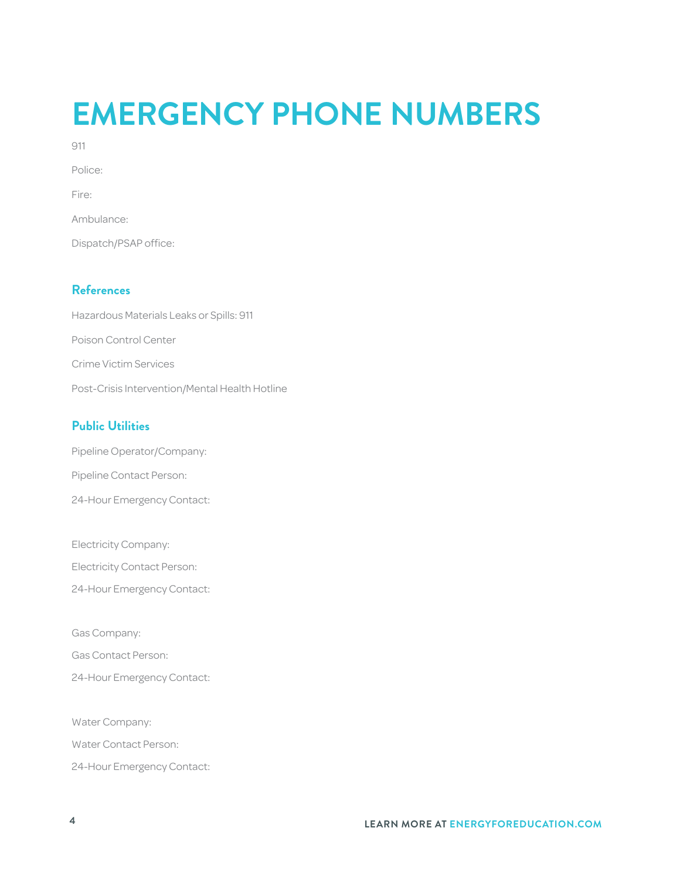# EMERGENCY PHONE NUMBERS

911

Police:

Fire:

Ambulance:

Dispatch/PSAP office:

## References

Hazardous Materials Leaks or Spills: 911

Poison Control Center

Crime Victim Services

Post-Crisis Intervention/Mental Health Hotline

## Public Utilities

Pipeline Operator/Company:

Pipeline Contact Person:

24-Hour Emergency Contact:

Electricity Company:

Electricity Contact Person:

24-Hour Emergency Contact:

Gas Company:

Gas Contact Person:

24-Hour Emergency Contact:

Water Company:

Water Contact Person:

24-Hour Emergency Contact: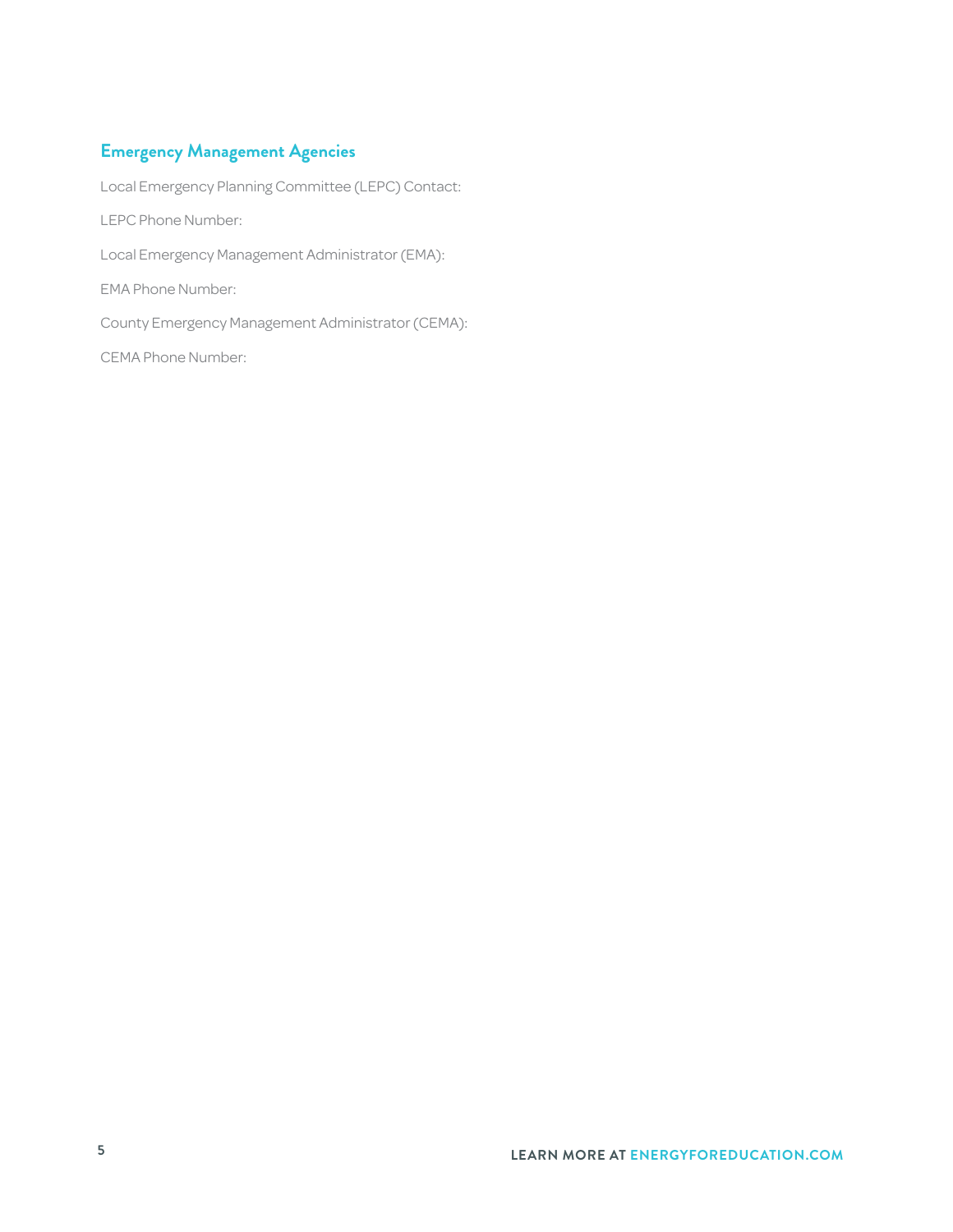## Emergency Management Agencies

Local Emergency Planning Committee (LEPC) Contact:

LEPC Phone Number:

Local Emergency Management Administrator (EMA):

EMA Phone Number:

County Emergency Management Administrator (CEMA):

CEMA Phone Number: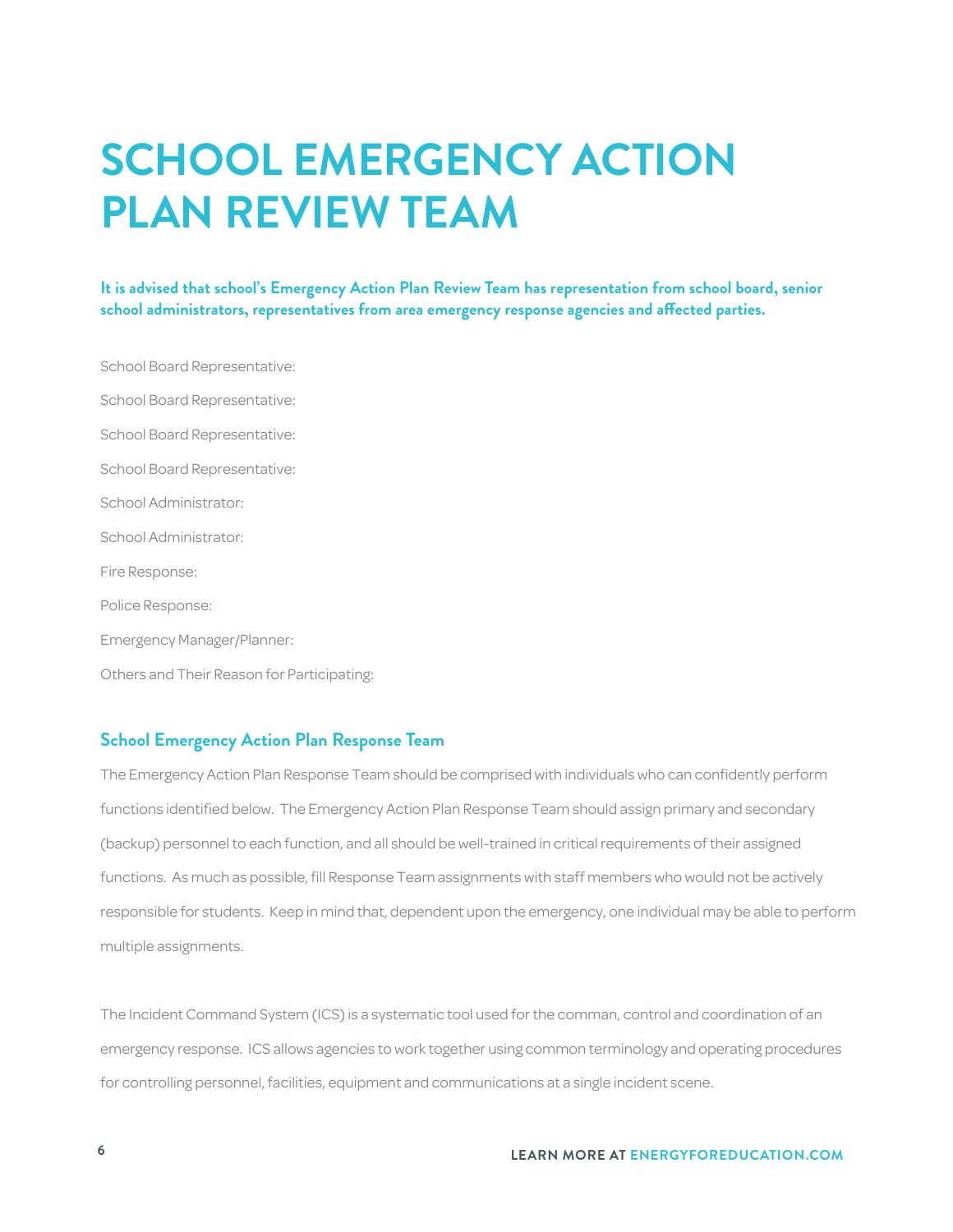# SCHOOL EMERGENCY ACTION PLAN REVIEW TEAM

**It is advised that school's Emergency Action Plan Review Team has representation from school board, senior school administrators, representatives from area emergency response agencies and affected parties.**

School Board Representative:

School Board Representative:

School Board Representative:

School Board Representative:

School Administrator:

School Administrator:

Fire Response:

Police Response:

Emergency Manager/Planner:

Others and Their Reason for Participating:

## School Emergency Action Plan Response Team

The Emergency Action Plan Response Team should be comprised with individuals who can confidently perform functions identified below. The Emergency Action Plan Response Team should assign primary and secondary (backup) personnel to each function, and all should be well-trained in critical requirements of their assigned functions. As much as possible, fill Response Team assignments with staff members who would not be actively responsible for students. Keep in mind that, dependent upon the emergency, one individual may be able to perform multiple assignments.

The Incident Command System (ICS) is a systematic tool used for the comman, control and coordination of an emergency response. ICS allows agencies to work together using common terminology and operating procedures for controlling personnel, facilities, equipment and communications at a single incident scene.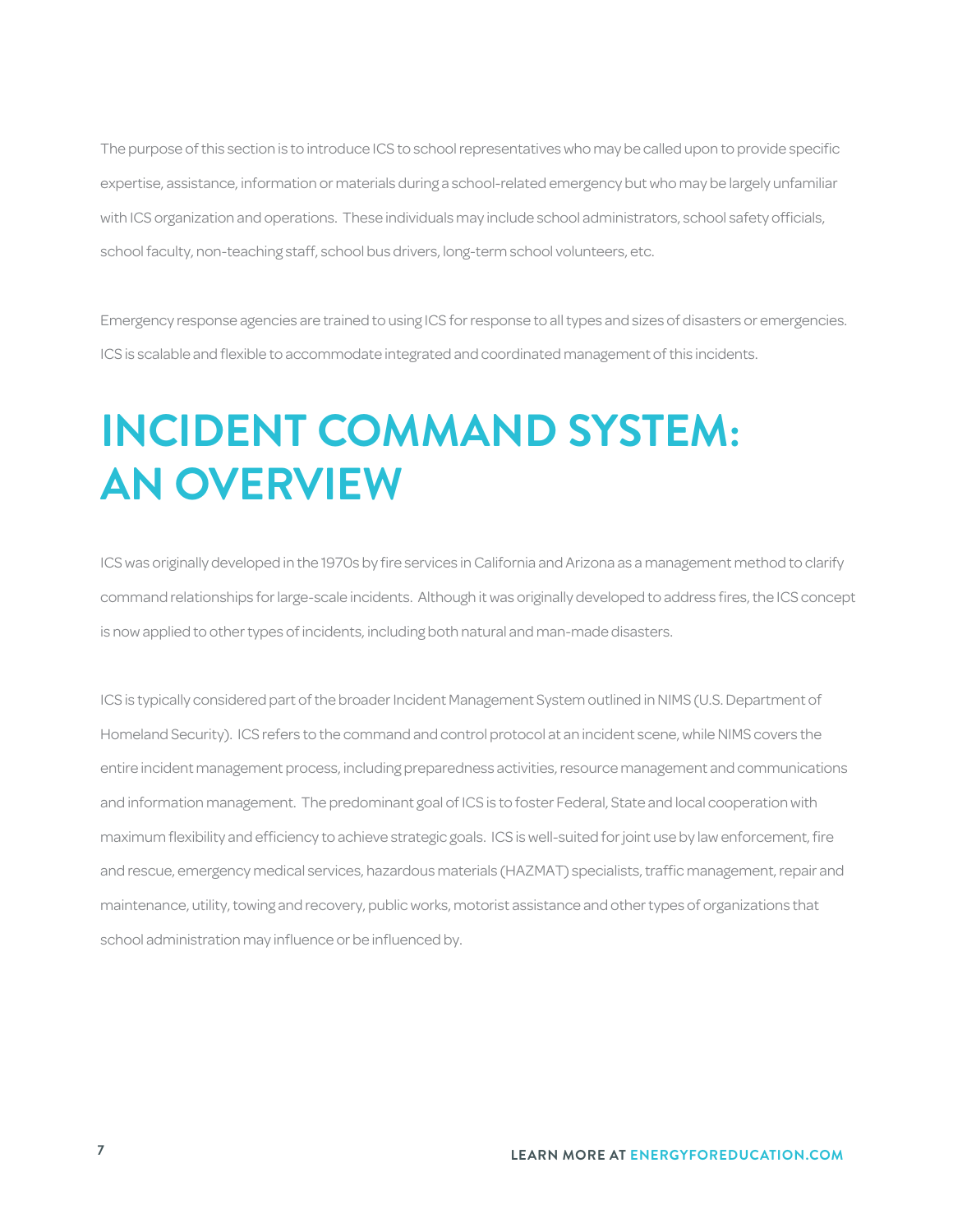The purpose of this section is to introduce ICS to school representatives who may be called upon to provide specific expertise, assistance, information or materials during a school-related emergency but who may be largely unfamiliar with ICS organization and operations. These individuals may include school administrators, school safety officials, school faculty, non-teaching staff, school bus drivers, long-term school volunteers, etc.

Emergency response agencies are trained to using ICS for response to all types and sizes of disasters or emergencies. ICS is scalable and flexible to accommodate integrated and coordinated management of this incidents.

# INCIDENT COMMAND SYSTEM: AN OVERVIEW

ICS was originally developed in the 1970s by fire services in California and Arizona as a management method to clarify command relationships for large-scale incidents. Although it was originally developed to address fires, the ICS concept is now applied to other types of incidents, including both natural and man-made disasters.

ICS is typically considered part of the broader Incident Management System outlined in NIMS (U.S. Department of Homeland Security). ICS refers to the command and control protocol at an incident scene, while NIMS covers the entire incident management process, including preparedness activities, resource management and communications and information management. The predominant goal of ICS is to foster Federal, State and local cooperation with maximum flexibility and efficiency to achieve strategic goals. ICS is well-suited for joint use by law enforcement, fire and rescue, emergency medical services, hazardous materials (HAZMAT) specialists, traffic management, repair and maintenance, utility, towing and recovery, public works, motorist assistance and other types of organizations that school administration may influence or be influenced by.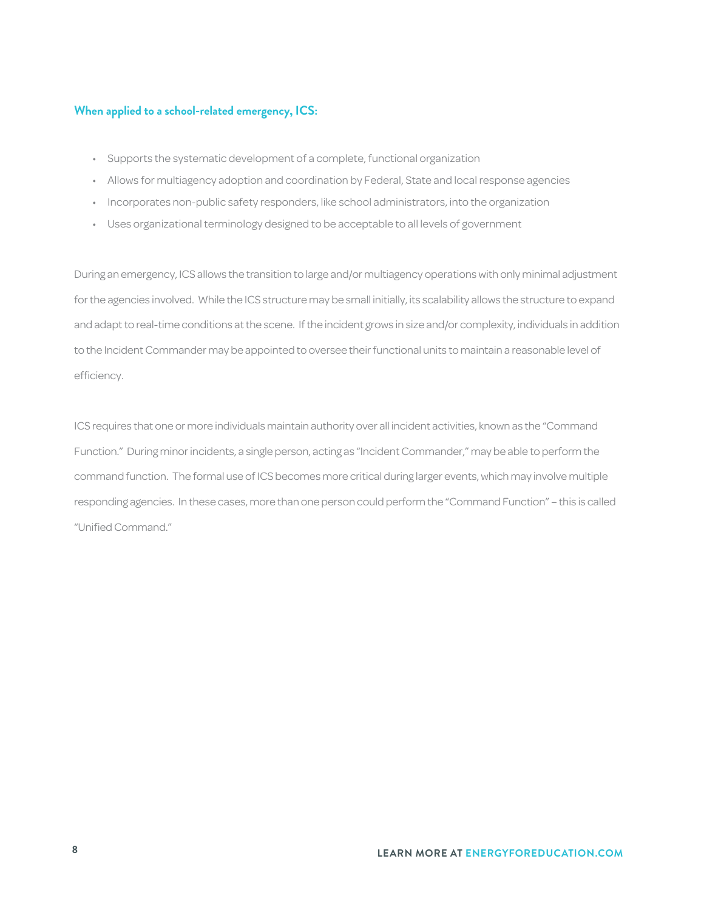**When applied to a school-related emergency, ICS:**

- Supports the systematic development of a complete, functional organization
- Allows for multiagency adoption and coordination by Federal, State and local response agencies
- Incorporates non-public safety responders, like school administrators, into the organization
- Uses organizational terminology designed to be acceptable to all levels of government

During an emergency, ICS allows the transition to large and/or multiagency operations with only minimal adjustment for the agencies involved. While the ICS structure may be small initially, its scalability allows the structure to expand and adapt to real-time conditions at the scene. If the incident grows in size and/or complexity, individuals in addition to the Incident Commander may be appointed to oversee their functional units to maintain a reasonable level of efficiency.

ICS requires that one or more individuals maintain authority over all incident activities, known as the "Command Function." During minor incidents, a single person, acting as "Incident Commander," may be able to perform the command function. The formal use of ICS becomes more critical during larger events, which may involve multiple responding agencies. In these cases, more than one person could perform the "Command Function" – this is called "Unified Command."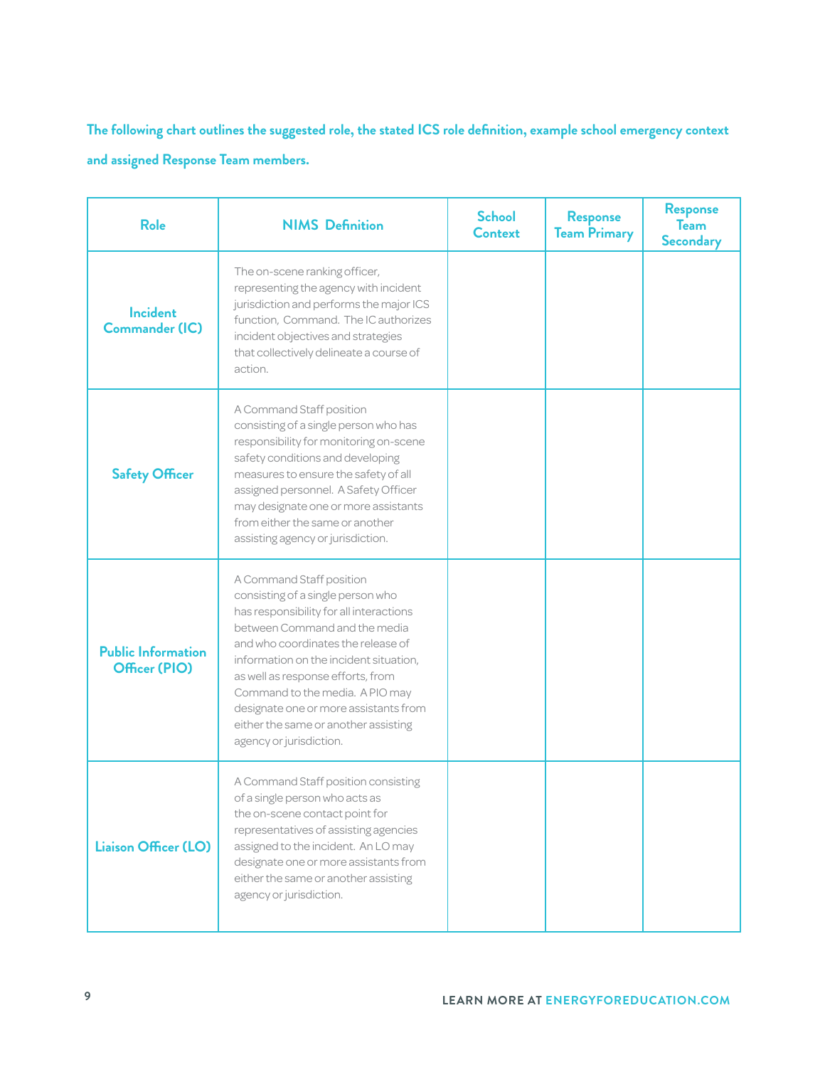**The following chart outlines the suggested role, the stated ICS role definition, example school emergency context and assigned Response Team members.**

| Role | NIMS Definition | School Context | Response Team Primary | Response Team Secondary |
|---|---|---|---|---|
| **Incident Commander (IC)** | The on-scene ranking officer, representing the agency with incident jurisdiction and performs the major ICS function, Command. The IC authorizes incident objectives and strategies that collectively delineate a course of action. | | | |
| **Safety Officer** | A Command Staff position consisting of a single person who has responsibility for monitoring on-scene safety conditions and developing measures to ensure the safety of all assigned personnel. A Safety Officer may designate one or more assistants from either the same or another assisting agency or jurisdiction. | | | |
| **Public Information Officer (PIO)** | A Command Staff position consisting of a single person who has responsibility for all interactions between Command and the media and who coordinates the release of information on the incident situation, as well as response efforts, from Command to the media. A PIO may designate one or more assistants from either the same or another assisting agency or jurisdiction. | | | |
| **Liaison Officer (LO)** | A Command Staff position consisting of a single person who acts as the on-scene contact point for representatives of assisting agencies assigned to the incident. An LO may designate one or more assistants from either the same or another assisting agency or jurisdiction. | | | |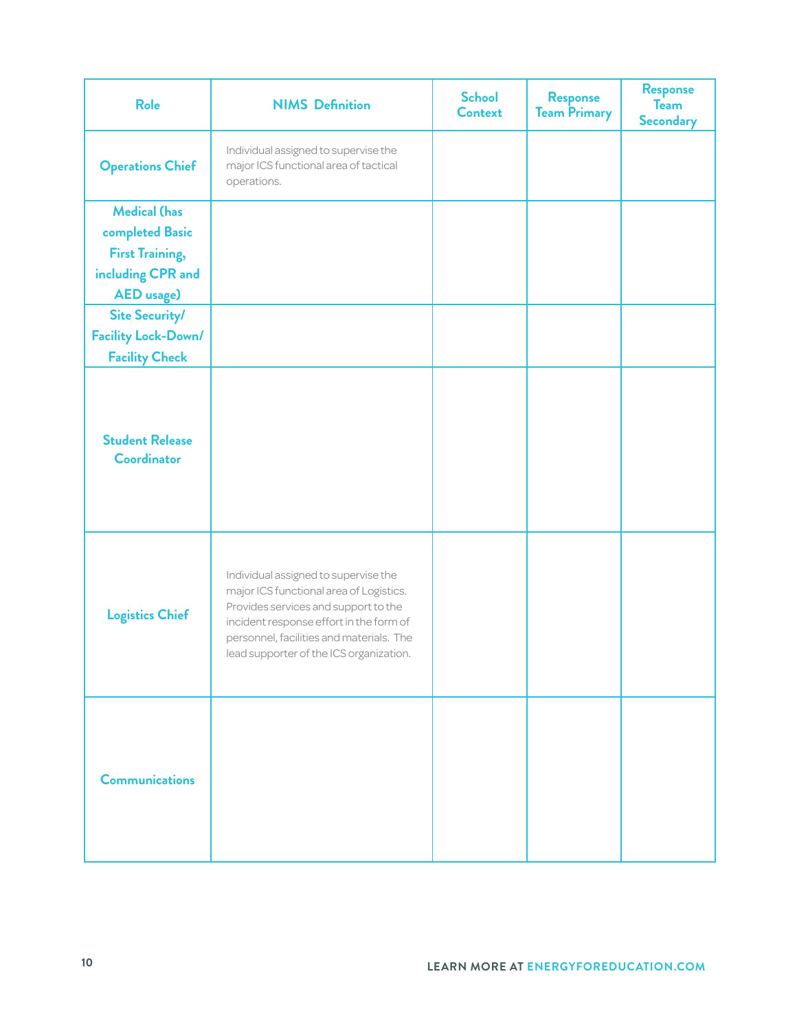| Role | NIMS Definition | School Context | Response Team Primary | Response Team Secondary |
| --- | --- | --- | --- | --- |
| Operations Chief | Individual assigned to supervise the major ICS functional area of tactical operations. | | | |
| Medical (has completed Basic First Training, including CPR and AED usage) | | | | |
| Site Security/ Facility Lock-Down/ Facility Check | | | | |
| Student Release Coordinator | | | | |
| Logistics Chief | Individual assigned to supervise the major ICS functional area of Logistics. Provides services and support to the incident response effort in the form of personnel, facilities and materials. The lead supporter of the ICS organization. | | | |
| Communications | | | | |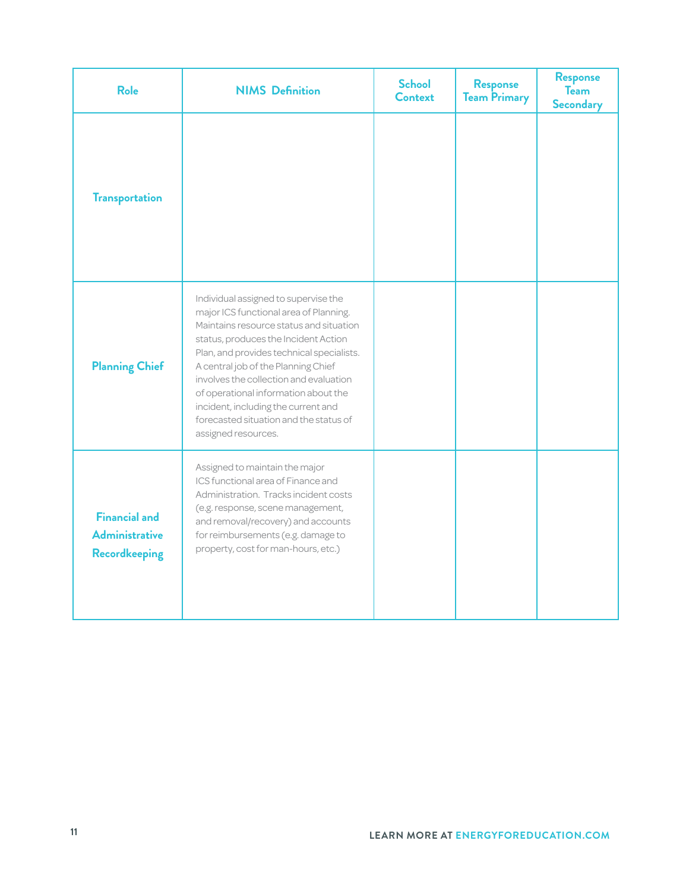| Role | NIMS Definition | School Context | Response Team Primary | Response Team Secondary |
| --- | --- | --- | --- | --- |
| Transportation | | | | |
| Planning Chief | Individual assigned to supervise the major ICS functional area of Planning. Maintains resource status and situation status, produces the Incident Action Plan, and provides technical specialists. A central job of the Planning Chief involves the collection and evaluation of operational information about the incident, including the current and forecasted situation and the status of assigned resources. | | | |
| Financial and Administrative Recordkeeping | Assigned to maintain the major ICS functional area of Finance and Administration. Tracks incident costs (e.g. response, scene management, and removal/recovery) and accounts for reimbursements (e.g. damage to property, cost for man-hours, etc.) | | | |

LEARN MORE AT ENERGYFOREDUCATION.COM